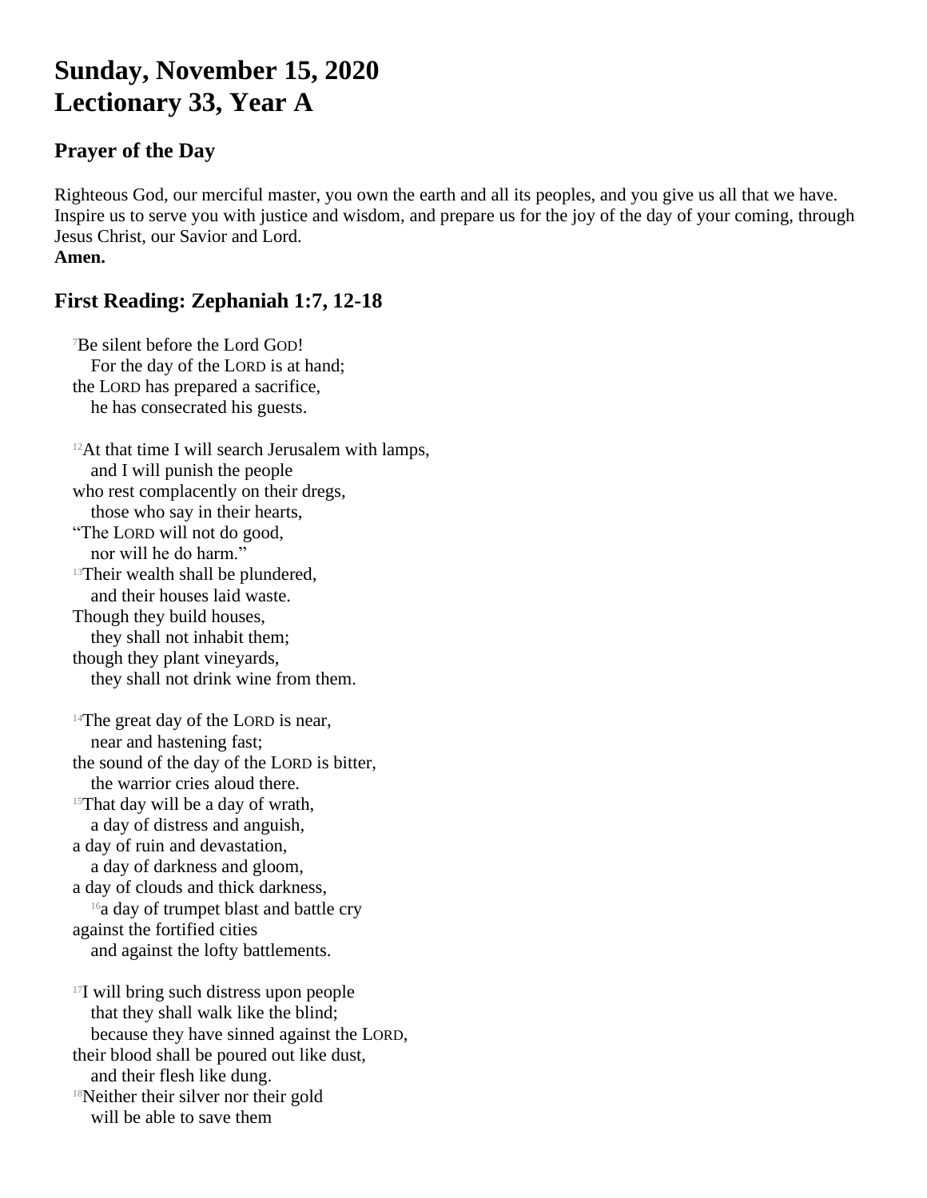# Sunday, November 15, 2020
# Lectionary 33, Year A

## Prayer of the Day

Righteous God, our merciful master, you own the earth and all its peoples, and you give us all that we have. Inspire us to serve you with justice and wisdom, and prepare us for the joy of the day of your coming, through Jesus Christ, our Savior and Lord.
**Amen.**

## First Reading: Zephaniah 1:7, 12-18

[7]Be silent before the Lord GOD!
For the day of the LORD is at hand;
the LORD has prepared a sacrifice,
he has consecrated his guests.

[12]At that time I will search Jerusalem with lamps,
and I will punish the people
who rest complacently on their dregs,
those who say in their hearts,
"The LORD will not do good,
nor will he do harm."
[13]Their wealth shall be plundered,
and their houses laid waste.
Though they build houses,
they shall not inhabit them;
though they plant vineyards,
they shall not drink wine from them.

[14]The great day of the LORD is near,
near and hastening fast;
the sound of the day of the LORD is bitter,
the warrior cries aloud there.
[15]That day will be a day of wrath,
a day of distress and anguish,
a day of ruin and devastation,
a day of darkness and gloom,
a day of clouds and thick darkness,
[16]a day of trumpet blast and battle cry
against the fortified cities
and against the lofty battlements.

[17]I will bring such distress upon people
that they shall walk like the blind;
because they have sinned against the LORD,
their blood shall be poured out like dust,
and their flesh like dung.
[18]Neither their silver nor their gold
will be able to save them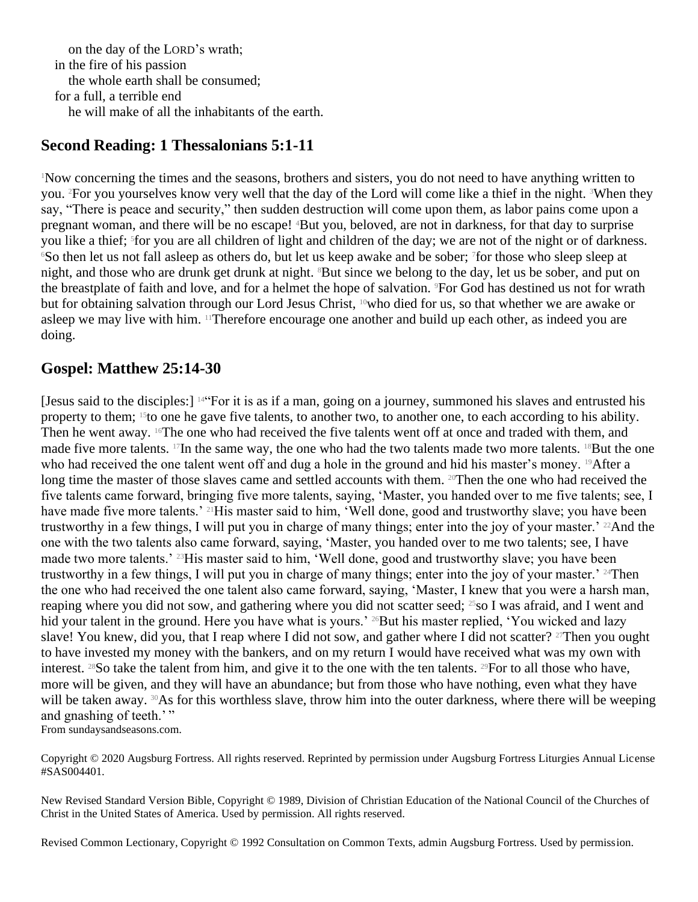on the day of the LORD's wrath;
in the fire of his passion
the whole earth shall be consumed;
for a full, a terrible end
he will make of all the inhabitants of the earth.

## Second Reading: 1 Thessalonians 5:1-11

[1]Now concerning the times and the seasons, brothers and sisters, you do not need to have anything written to you. [2]For you yourselves know very well that the day of the Lord will come like a thief in the night. [3]When they say, "There is peace and security," then sudden destruction will come upon them, as labor pains come upon a pregnant woman, and there will be no escape! [4]But you, beloved, are not in darkness, for that day to surprise you like a thief; [5]for you are all children of light and children of the day; we are not of the night or of darkness. [6]So then let us not fall asleep as others do, but let us keep awake and be sober; [7]for those who sleep sleep at night, and those who are drunk get drunk at night. [8]But since we belong to the day, let us be sober, and put on the breastplate of faith and love, and for a helmet the hope of salvation. [9]For God has destined us not for wrath but for obtaining salvation through our Lord Jesus Christ, [10]who died for us, so that whether we are awake or asleep we may live with him. [11]Therefore encourage one another and build up each other, as indeed you are doing.

## Gospel: Matthew 25:14-30

[Jesus said to the disciples:] [14]"For it is as if a man, going on a journey, summoned his slaves and entrusted his property to them; [15]to one he gave five talents, to another two, to another one, to each according to his ability. Then he went away. [16]The one who had received the five talents went off at once and traded with them, and made five more talents. [17]In the same way, the one who had the two talents made two more talents. [18]But the one who had received the one talent went off and dug a hole in the ground and hid his master's money. [19]After a long time the master of those slaves came and settled accounts with them. [20]Then the one who had received the five talents came forward, bringing five more talents, saying, 'Master, you handed over to me five talents; see, I have made five more talents.' [21]His master said to him, 'Well done, good and trustworthy slave; you have been trustworthy in a few things, I will put you in charge of many things; enter into the joy of your master.' [22]And the one with the two talents also came forward, saying, 'Master, you handed over to me two talents; see, I have made two more talents.' [23]His master said to him, 'Well done, good and trustworthy slave; you have been trustworthy in a few things, I will put you in charge of many things; enter into the joy of your master.' [24]Then the one who had received the one talent also came forward, saying, 'Master, I knew that you were a harsh man, reaping where you did not sow, and gathering where you did not scatter seed; [25]so I was afraid, and I went and hid your talent in the ground. Here you have what is yours.' [26]But his master replied, 'You wicked and lazy slave! You knew, did you, that I reap where I did not sow, and gather where I did not scatter? [27]Then you ought to have invested my money with the bankers, and on my return I would have received what was my own with interest. [28]So take the talent from him, and give it to the one with the ten talents. [29]For to all those who have, more will be given, and they will have an abundance; but from those who have nothing, even what they have will be taken away. [30]As for this worthless slave, throw him into the outer darkness, where there will be weeping and gnashing of teeth.' "
From sundaysandseasons.com.

Copyright © 2020 Augsburg Fortress. All rights reserved. Reprinted by permission under Augsburg Fortress Liturgies Annual License #SAS004401.

New Revised Standard Version Bible, Copyright © 1989, Division of Christian Education of the National Council of the Churches of Christ in the United States of America. Used by permission. All rights reserved.

Revised Common Lectionary, Copyright © 1992 Consultation on Common Texts, admin Augsburg Fortress. Used by permission.